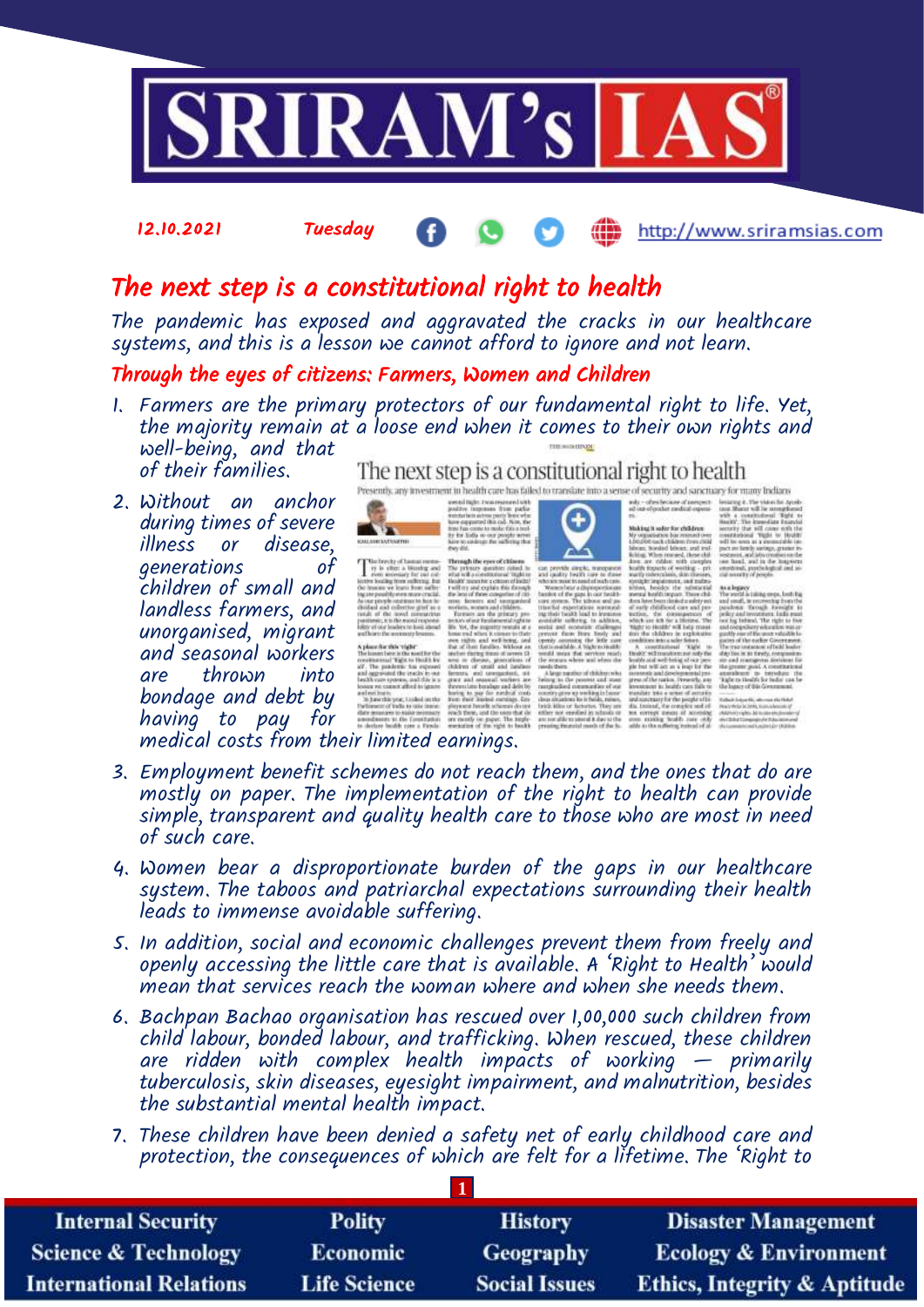# The next step is a constitutional right to health

*The pandemic has exposed and aggravated the cracks in our healthcare systems, and this is a lesson we cannot afford to ignore and not learn.*

## Through the eyes of citizens: Farmers, Women and Children

1. Farmers are the primary protectors of our fundamental right to life. Yet, the majority remain at a loose end when it comes to their own rights and well-being, and that of their families.
2. Without an anchor during times of severe illness or disease, generations of children of small and landless farmers, and unorganised, migrant and seasonal workers are thrown into bondage and debt by having to pay for medical costs from their limited earnings.
3. Employment benefit schemes do not reach them, and the ones that do are mostly on paper. The implementation of the right to health can provide simple, transparent and quality health care to those who are most in need of such care.
4. Women bear a disproportionate burden of the gaps in our healthcare system. The taboos and patriarchal expectations surrounding their health leads to immense avoidable suffering.
5. In addition, social and economic challenges prevent them from freely and openly accessing the little care that is available. A 'Right to Health' would mean that services reach the woman where and when she needs them.
6. Bachpan Bachao organisation has rescued over 1,00,000 such children from child labour, bonded labour, and trafficking. When rescued, these children are ridden with complex health impacts of working — primarily tuberculosis, skin diseases, eyesight impairment, and malnutrition, besides the substantial mental health impact.
7. These children have been denied a safety net of early childhood care and protection, the consequences of which are felt for a lifetime. The 'Right to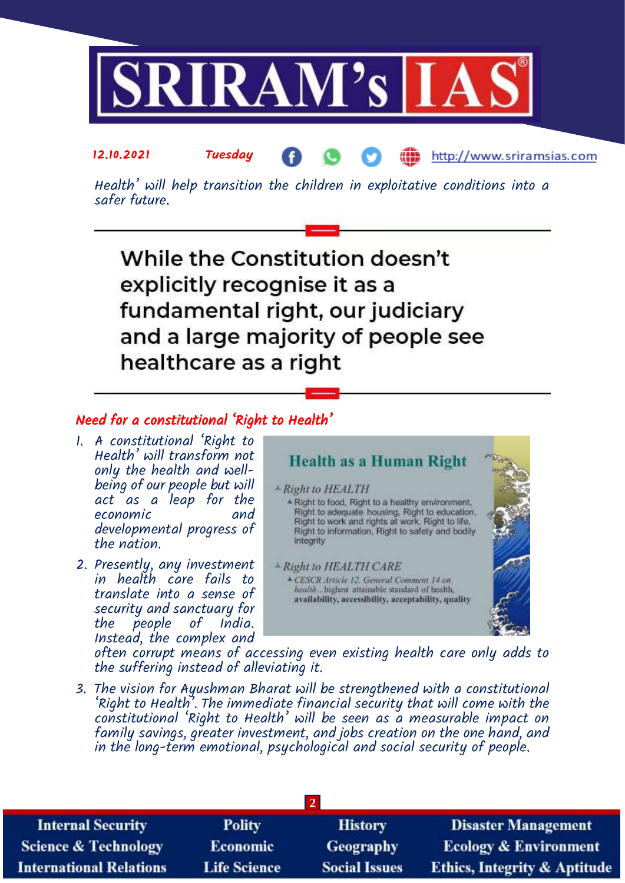Health' will help transition the children in exploitative conditions into a safer future.

> **While the Constitution doesn't explicitly recognise it as a fundamental right, our judiciary and a large majority of people see healthcare as a right**

## Need for a constitutional 'Right to Health'

1. A constitutional 'Right to Health' will transform not only the health and well-being of our people but will act as a leap for the economic and developmental progress of the nation.
2. Presently, any investment in health care fails to translate into a sense of security and sanctuary for the people of India. Instead, the complex and often corrupt means of accessing even existing health care only adds to the suffering instead of alleviating it.

**Health as a Human Right**

- Right to HEALTH
  - Right to food, Right to a healthy environment, Right to adequate housing, Right to education, Right to work and rights at work, Right to life, Right to information, Right to safety and bodily integrity
- Right to HEALTH CARE
  - CESCR Article 12, General Comment 14 on health…highest attainable standard of health, **availability, accessibility, acceptability, quality**

3. The vision for Ayushman Bharat will be strengthened with a constitutional 'Right to Health'. The immediate financial security that will come with the constitutional 'Right to Health' will be seen as a measurable impact on family savings, greater investment, and jobs creation on the one hand, and in the long-term emotional, psychological and social security of people.